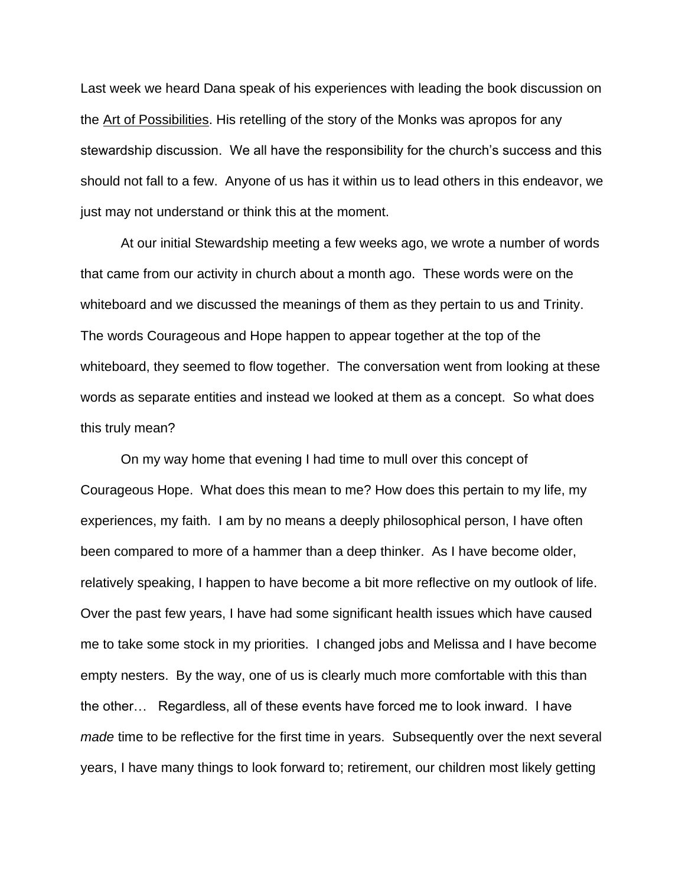Last week we heard Dana speak of his experiences with leading the book discussion on the <u>Art of Possibilities</u>. His retelling of the story of the Monks was apropos for any stewardship discussion. We all have the responsibility for the church's success and this should not fall to a few. Anyone of us has it within us to lead others in this endeavor, we just may not understand or think this at the moment.

At our initial Stewardship meeting a few weeks ago, we wrote a number of words that came from our activity in church about a month ago. These words were on the whiteboard and we discussed the meanings of them as they pertain to us and Trinity. The words Courageous and Hope happen to appear together at the top of the whiteboard, they seemed to flow together. The conversation went from looking at these words as separate entities and instead we looked at them as a concept. So what does this truly mean?

On my way home that evening I had time to mull over this concept of Courageous Hope. What does this mean to me? How does this pertain to my life, my experiences, my faith. I am by no means a deeply philosophical person, I have often been compared to more of a hammer than a deep thinker. As I have become older, relatively speaking, I happen to have become a bit more reflective on my outlook of life. Over the past few years, I have had some significant health issues which have caused me to take some stock in my priorities. I changed jobs and Melissa and I have become empty nesters. By the way, one of us is clearly much more comfortable with this than the other… Regardless, all of these events have forced me to look inward. I have *made* time to be reflective for the first time in years. Subsequently over the next several years, I have many things to look forward to; retirement, our children most likely getting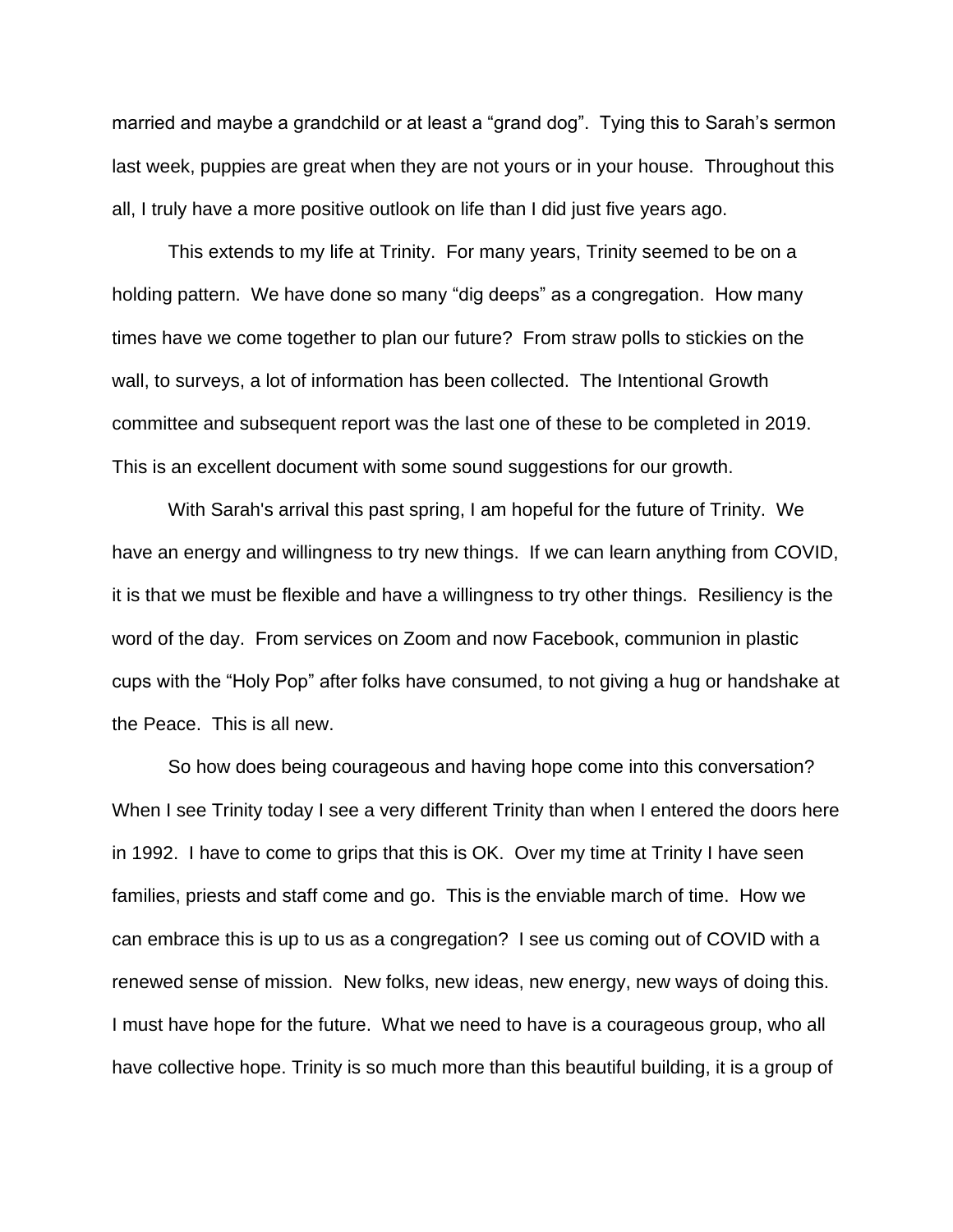married and maybe a grandchild or at least a “grand dog”. Tying this to Sarah’s sermon last week, puppies are great when they are not yours or in your house. Throughout this all, I truly have a more positive outlook on life than I did just five years ago.

This extends to my life at Trinity. For many years, Trinity seemed to be on a holding pattern. We have done so many “dig deeps” as a congregation. How many times have we come together to plan our future? From straw polls to stickies on the wall, to surveys, a lot of information has been collected. The Intentional Growth committee and subsequent report was the last one of these to be completed in 2019. This is an excellent document with some sound suggestions for our growth.

With Sarah's arrival this past spring, I am hopeful for the future of Trinity. We have an energy and willingness to try new things. If we can learn anything from COVID, it is that we must be flexible and have a willingness to try other things. Resiliency is the word of the day. From services on Zoom and now Facebook, communion in plastic cups with the “Holy Pop” after folks have consumed, to not giving a hug or handshake at the Peace. This is all new.

So how does being courageous and having hope come into this conversation? When I see Trinity today I see a very different Trinity than when I entered the doors here in 1992. I have to come to grips that this is OK. Over my time at Trinity I have seen families, priests and staff come and go. This is the enviable march of time. How we can embrace this is up to us as a congregation? I see us coming out of COVID with a renewed sense of mission. New folks, new ideas, new energy, new ways of doing this. I must have hope for the future. What we need to have is a courageous group, who all have collective hope. Trinity is so much more than this beautiful building, it is a group of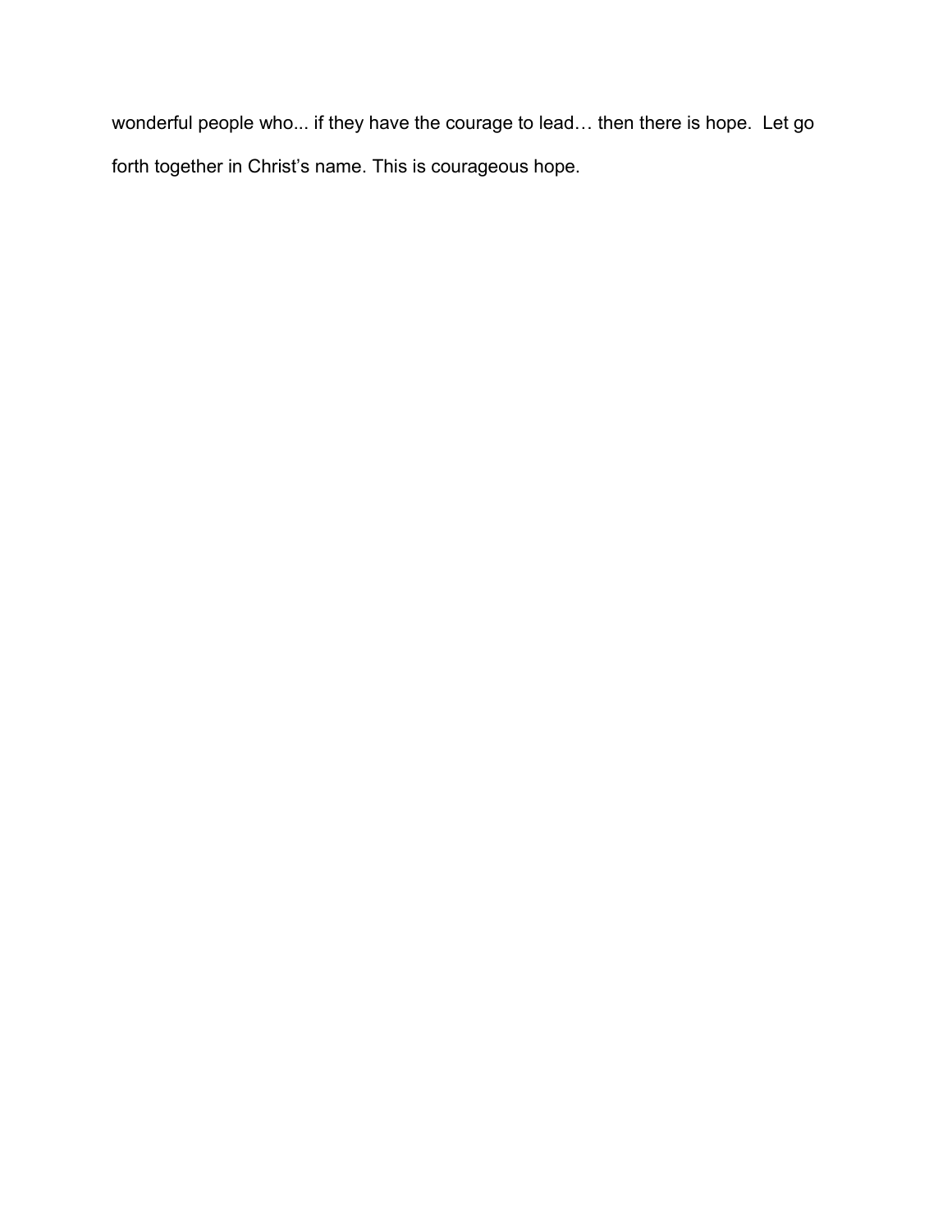wonderful people who... if they have the courage to lead… then there is hope.  Let go forth together in Christ's name. This is courageous hope.